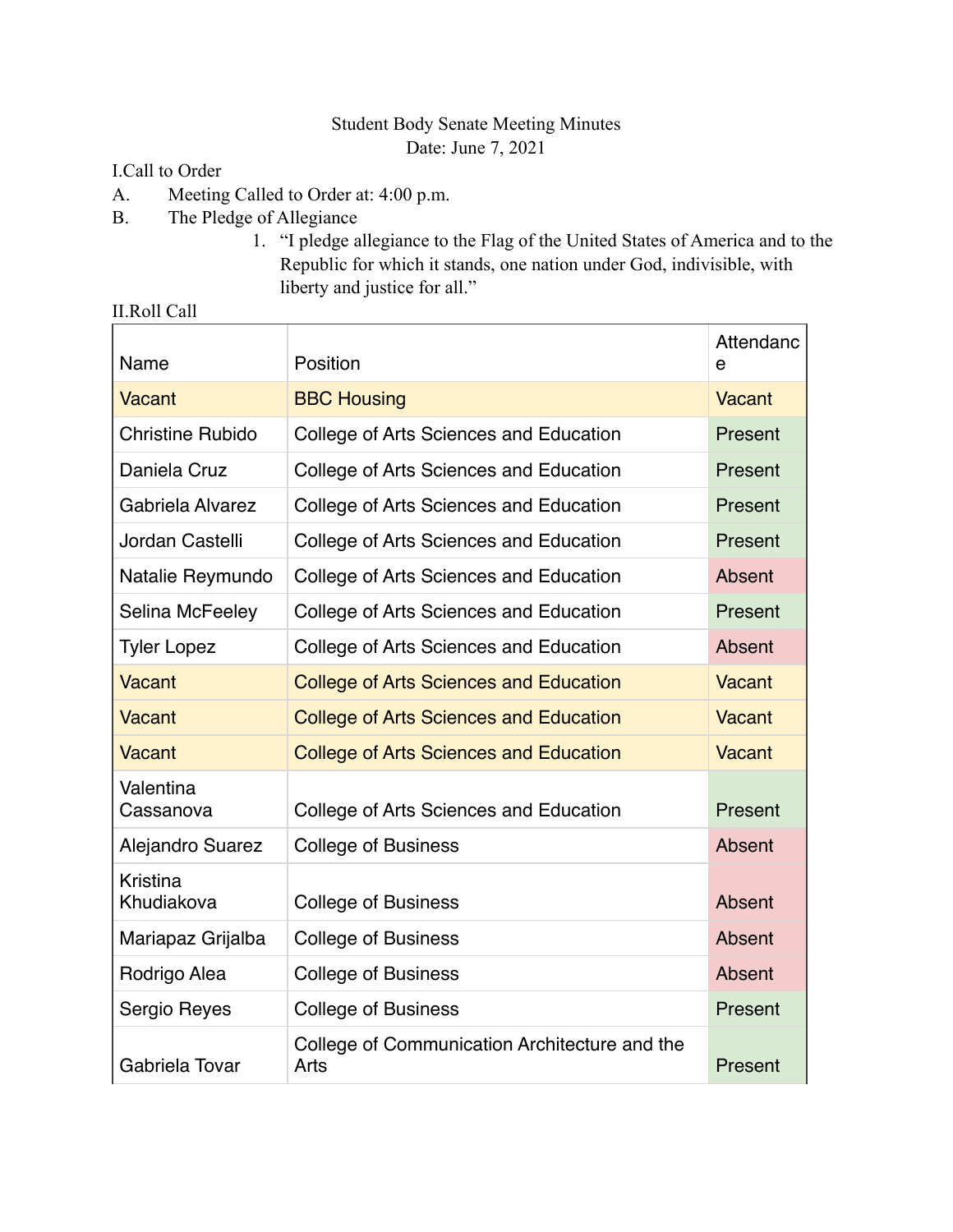Student Body Senate Meeting Minutes

Date: June 7, 2021

I. Call to Order

A. Meeting Called to Order at: 4:00 p.m.

B. The Pledge of Allegiance

1. "I pledge allegiance to the Flag of the United States of America and to the Republic for which it stands, one nation under God, indivisible, with liberty and justice for all."

II. Roll Call

| Name | Position | Attendance |
|---|---|---|
| Vacant | BBC Housing | Vacant |
| Christine Rubido | College of Arts Sciences and Education | Present |
| Daniela Cruz | College of Arts Sciences and Education | Present |
| Gabriela Alvarez | College of Arts Sciences and Education | Present |
| Jordan Castelli | College of Arts Sciences and Education | Present |
| Natalie Reymundo | College of Arts Sciences and Education | Absent |
| Selina McFeeley | College of Arts Sciences and Education | Present |
| Tyler Lopez | College of Arts Sciences and Education | Absent |
| Vacant | College of Arts Sciences and Education | Vacant |
| Vacant | College of Arts Sciences and Education | Vacant |
| Vacant | College of Arts Sciences and Education | Vacant |
| Valentina Cassanova | College of Arts Sciences and Education | Present |
| Alejandro Suarez | College of Business | Absent |
| Kristina Khudiakova | College of Business | Absent |
| Mariapaz Grijalba | College of Business | Absent |
| Rodrigo Alea | College of Business | Absent |
| Sergio Reyes | College of Business | Present |
| Gabriela Tovar | College of Communication Architecture and the Arts | Present |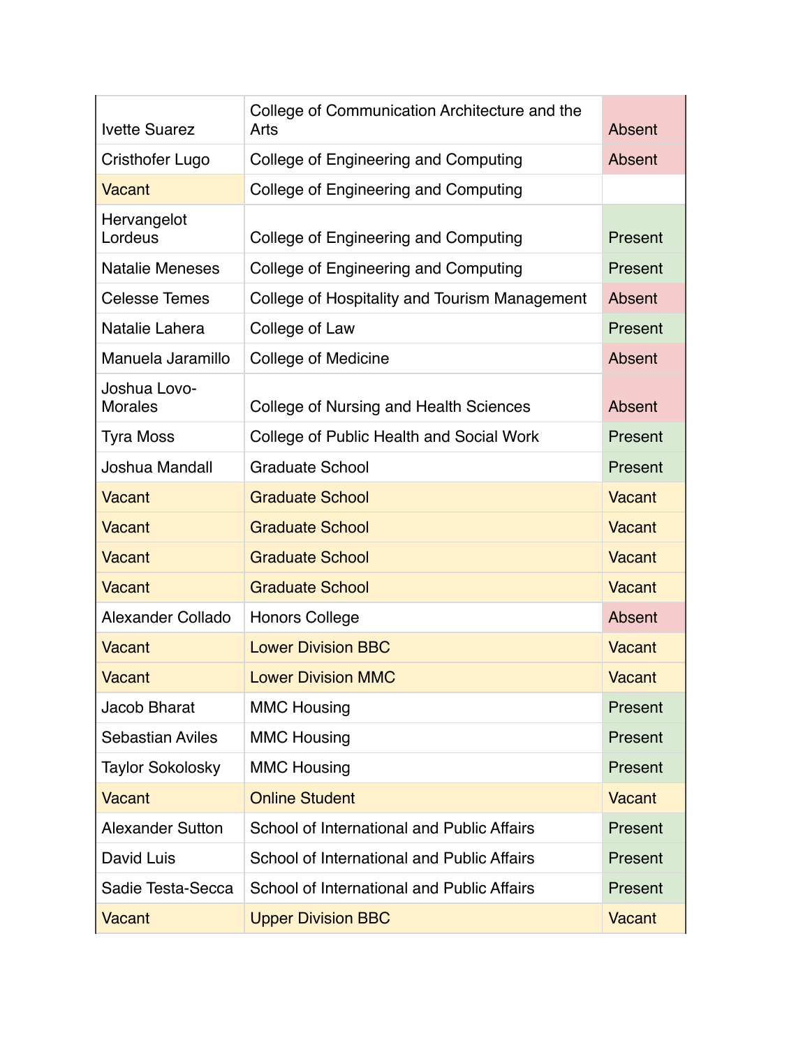| | | |
|---|---|---|
| Ivette Suarez | College of Communication Architecture and the Arts | Absent |
| Cristhofer Lugo | College of Engineering and Computing | Absent |
| Vacant | College of Engineering and Computing | |
| Hervangelot Lordeus | College of Engineering and Computing | Present |
| Natalie Meneses | College of Engineering and Computing | Present |
| Celesse Temes | College of Hospitality and Tourism Management | Absent |
| Natalie Lahera | College of Law | Present |
| Manuela Jaramillo | College of Medicine | Absent |
| Joshua Lovo-Morales | College of Nursing and Health Sciences | Absent |
| Tyra Moss | College of Public Health and Social Work | Present |
| Joshua Mandall | Graduate School | Present |
| Vacant | Graduate School | Vacant |
| Vacant | Graduate School | Vacant |
| Vacant | Graduate School | Vacant |
| Vacant | Graduate School | Vacant |
| Alexander Collado | Honors College | Absent |
| Vacant | Lower Division BBC | Vacant |
| Vacant | Lower Division MMC | Vacant |
| Jacob Bharat | MMC Housing | Present |
| Sebastian Aviles | MMC Housing | Present |
| Taylor Sokolosky | MMC Housing | Present |
| Vacant | Online Student | Vacant |
| Alexander Sutton | School of International and Public Affairs | Present |
| David Luis | School of International and Public Affairs | Present |
| Sadie Testa-Secca | School of International and Public Affairs | Present |
| Vacant | Upper Division BBC | Vacant |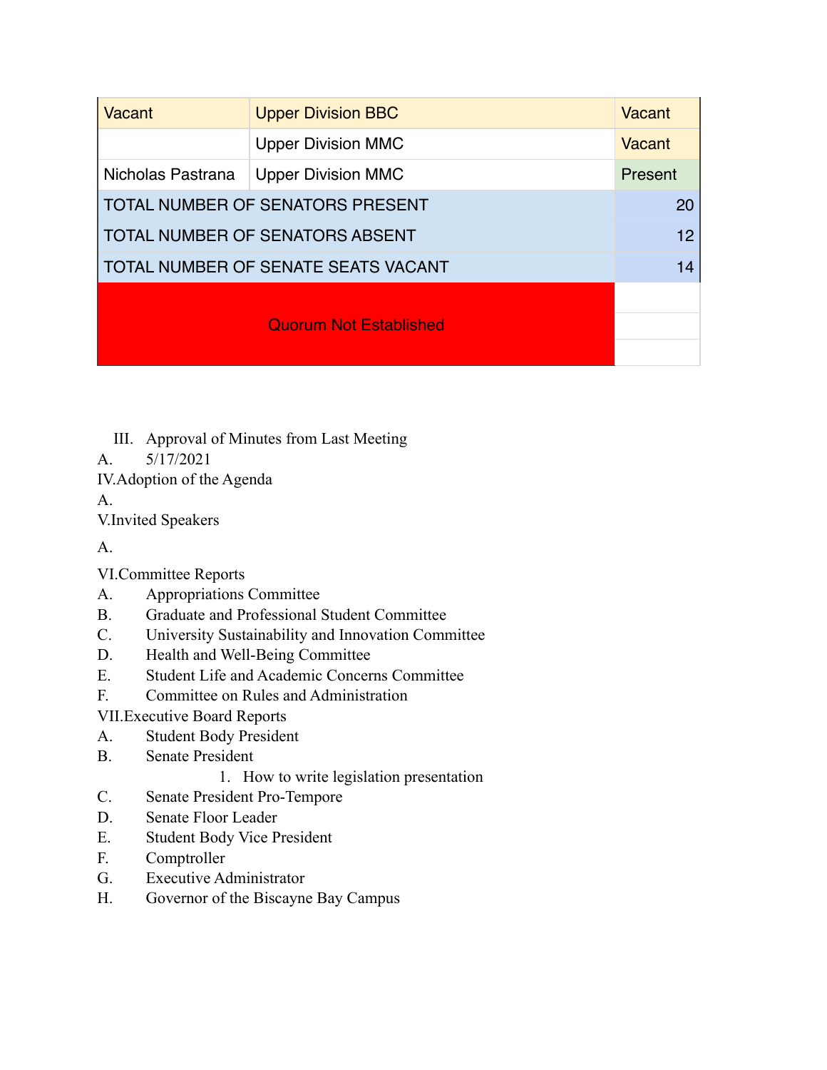| | | |
|---|---|---|
| Vacant | Upper Division BBC | Vacant |
| | Upper Division MMC | Vacant |
| Nicholas Pastrana | Upper Division MMC | Present |
| TOTAL NUMBER OF SENATORS PRESENT | | 20 |
| TOTAL NUMBER OF SENATORS ABSENT | | 12 |
| TOTAL NUMBER OF SENATE SEATS VACANT | | 14 |
| Quorum Not Established | | |

III. Approval of Minutes from Last Meeting

A. 5/17/2021

IV. Adoption of the Agenda

A.

V. Invited Speakers

A.

VI. Committee Reports

A. Appropriations Committee

B. Graduate and Professional Student Committee

C. University Sustainability and Innovation Committee

D. Health and Well-Being Committee

E. Student Life and Academic Concerns Committee

F. Committee on Rules and Administration

VII. Executive Board Reports

A. Student Body President

B. Senate President

1. How to write legislation presentation

C. Senate President Pro-Tempore

D. Senate Floor Leader

E. Student Body Vice President

F. Comptroller

G. Executive Administrator

H. Governor of the Biscayne Bay Campus